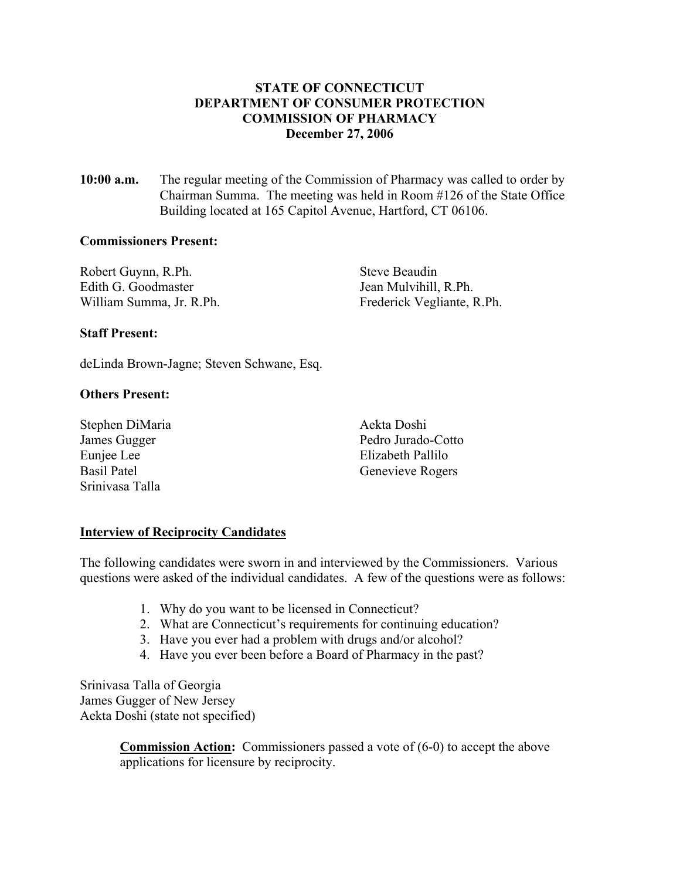**STATE OF CONNECTICUT**
**DEPARTMENT OF CONSUMER PROTECTION**
**COMMISSION OF PHARMACY**
**December 27, 2006**

**10:00 a.m.** The regular meeting of the Commission of Pharmacy was called to order by Chairman Summa. The meeting was held in Room #126 of the State Office Building located at 165 Capitol Avenue, Hartford, CT 06106.

**Commissioners Present:**

Robert Guynn, R.Ph.
Edith G. Goodmaster
William Summa, Jr. R.Ph.
Steve Beaudin
Jean Mulvihill, R.Ph.
Frederick Vegliante, R.Ph.

**Staff Present:**

deLinda Brown-Jagne; Steven Schwane, Esq.

**Others Present:**

Stephen DiMaria
James Gugger
Eunjee Lee
Basil Patel
Srinivasa Talla
Aekta Doshi
Pedro Jurado-Cotto
Elizabeth Pallilo
Genevieve Rogers

**Interview of Reciprocity Candidates**

The following candidates were sworn in and interviewed by the Commissioners. Various questions were asked of the individual candidates. A few of the questions were as follows:

1. Why do you want to be licensed in Connecticut?
2. What are Connecticut's requirements for continuing education?
3. Have you ever had a problem with drugs and/or alcohol?
4. Have you ever been before a Board of Pharmacy in the past?

Srinivasa Talla of Georgia
James Gugger of New Jersey
Aekta Doshi (state not specified)

> **Commission Action:** Commissioners passed a vote of (6-0) to accept the above applications for licensure by reciprocity.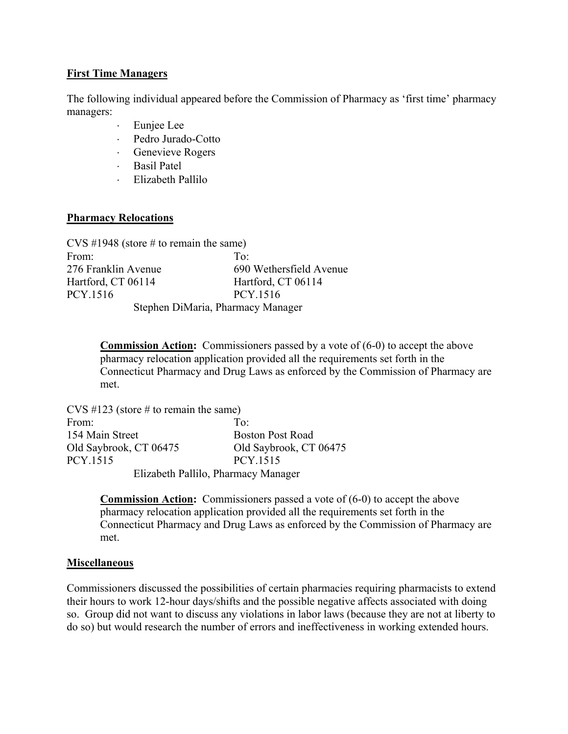## First Time Managers

The following individual appeared before the Commission of Pharmacy as 'first time' pharmacy managers:

- Eunjee Lee
- Pedro Jurado-Cotto
- Genevieve Rogers
- Basil Patel
- Elizabeth Pallilo

## Pharmacy Relocations

CVS #1948 (store # to remain the same)

| From: | To: |
|---|---|
| 276 Franklin Avenue | 690 Wethersfield Avenue |
| Hartford, CT 06114 | Hartford, CT 06114 |
| PCY.1516 | PCY.1516 |

Stephen DiMaria, Pharmacy Manager

> **Commission Action:** Commissioners passed by a vote of (6-0) to accept the above pharmacy relocation application provided all the requirements set forth in the Connecticut Pharmacy and Drug Laws as enforced by the Commission of Pharmacy are met.

CVS #123 (store # to remain the same)

| From: | To: |
|---|---|
| 154 Main Street | Boston Post Road |
| Old Saybrook, CT 06475 | Old Saybrook, CT 06475 |
| PCY.1515 | PCY.1515 |

Elizabeth Pallilo, Pharmacy Manager

> **Commission Action:** Commissioners passed a vote of (6-0) to accept the above pharmacy relocation application provided all the requirements set forth in the Connecticut Pharmacy and Drug Laws as enforced by the Commission of Pharmacy are met.

## Miscellaneous

Commissioners discussed the possibilities of certain pharmacies requiring pharmacists to extend their hours to work 12-hour days/shifts and the possible negative affects associated with doing so. Group did not want to discuss any violations in labor laws (because they are not at liberty to do so) but would research the number of errors and ineffectiveness in working extended hours.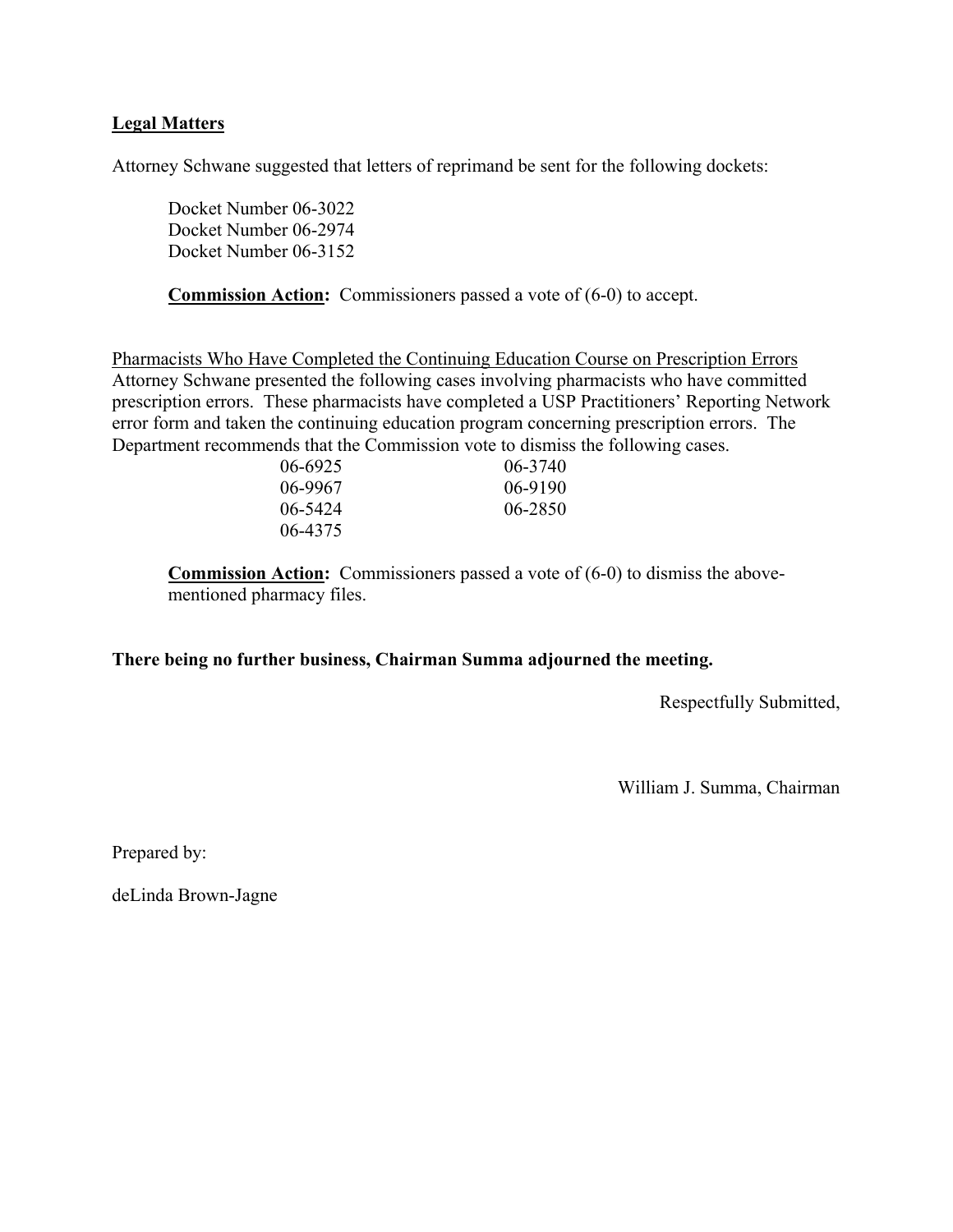**Legal Matters**

Attorney Schwane suggested that letters of reprimand be sent for the following dockets:

Docket Number 06-3022
Docket Number 06-2974
Docket Number 06-3152

**Commission Action:** Commissioners passed a vote of (6-0) to accept.

Pharmacists Who Have Completed the Continuing Education Course on Prescription Errors
Attorney Schwane presented the following cases involving pharmacists who have committed prescription errors. These pharmacists have completed a USP Practitioners' Reporting Network error form and taken the continuing education program concerning prescription errors. The Department recommends that the Commission vote to dismiss the following cases.

| | |
|---|---|
| 06-6925 | 06-3740 |
| 06-9967 | 06-9190 |
| 06-5424 | 06-2850 |
| 06-4375 | |

**Commission Action:** Commissioners passed a vote of (6-0) to dismiss the above-mentioned pharmacy files.

**There being no further business, Chairman Summa adjourned the meeting.**

Respectfully Submitted,

William J. Summa, Chairman

Prepared by:

deLinda Brown-Jagne